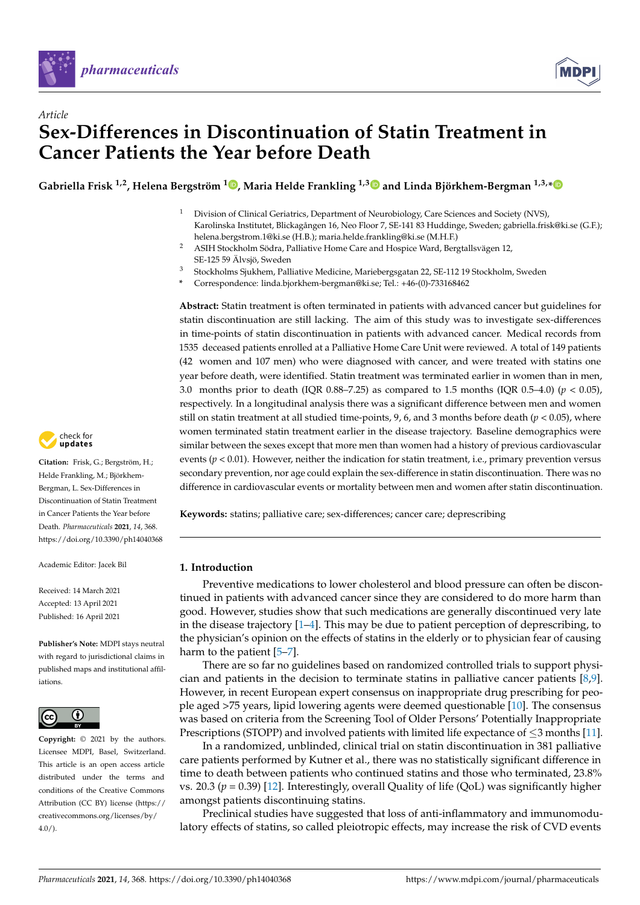*Article*

# Sex-Differences in Discontinuation of Statin Treatment in Cancer Patients the Year before Death

**Gabriella Frisk [1,2], Helena Bergström [1], Maria Helde Frankling [1,3] and Linda Björkhem-Bergman [1,3,*]**

[1] Division of Clinical Geriatrics, Department of Neurobiology, Care Sciences and Society (NVS), Karolinska Institutet, Blickagången 16, Neo Floor 7, SE-141 83 Huddinge, Sweden; gabriella.frisk@ki.se (G.F.); helena.bergstrom.1@ki.se (H.B.); maria.helde.frankling@ki.se (M.H.F.)

[2] ASIH Stockholm Södra, Palliative Home Care and Hospice Ward, Bergtallsvägen 12, SE-125 59 Älvsjö, Sweden

[3] Stockholms Sjukhem, Palliative Medicine, Mariebergsgatan 22, SE-112 19 Stockholm, Sweden

[*] Correspondence: linda.bjorkhem-bergman@ki.se; Tel.: +46-(0)-733168462

**Abstract:** Statin treatment is often terminated in patients with advanced cancer but guidelines for statin discontinuation are still lacking. The aim of this study was to investigate sex-differences in time-points of statin discontinuation in patients with advanced cancer. Medical records from 1535 deceased patients enrolled at a Palliative Home Care Unit were reviewed. A total of 149 patients (42 women and 107 men) who were diagnosed with cancer, and were treated with statins one year before death, were identified. Statin treatment was terminated earlier in women than in men, 3.0 months prior to death (IQR 0.88–7.25) as compared to 1.5 months (IQR 0.5–4.0) ($p < 0.05$), respectively. In a longitudinal analysis there was a significant difference between men and women still on statin treatment at all studied time-points, 9, 6, and 3 months before death ($p < 0.05$), where women terminated statin treatment earlier in the disease trajectory. Baseline demographics were similar between the sexes except that more men than women had a history of previous cardiovascular events ($p < 0.01$). However, neither the indication for statin treatment, i.e., primary prevention versus secondary prevention, nor age could explain the sex-difference in statin discontinuation. There was no difference in cardiovascular events or mortality between men and women after statin discontinuation.

**Keywords:** statins; palliative care; sex-differences; cancer care; deprescribing

**Citation:** Frisk, G.; Bergström, H.; Helde Frankling, M.; Björkhem-Bergman, L. Sex-Differences in Discontinuation of Statin Treatment in Cancer Patients the Year before Death. *Pharmaceuticals* **2021**, *14*, 368. https://doi.org/10.3390/ph14040368

Academic Editor: Jacek Bil

Received: 14 March 2021
Accepted: 13 April 2021
Published: 16 April 2021

**Publisher's Note:** MDPI stays neutral with regard to jurisdictional claims in published maps and institutional affiliations.

**Copyright:** © 2021 by the authors. Licensee MDPI, Basel, Switzerland. This article is an open access article distributed under the terms and conditions of the Creative Commons Attribution (CC BY) license (https://creativecommons.org/licenses/by/4.0/).

## 1. Introduction

Preventive medications to lower cholesterol and blood pressure can often be discontinued in patients with advanced cancer since they are considered to do more harm than good. However, studies show that such medications are generally discontinued very late in the disease trajectory [1–4]. This may be due to patient perception of deprescribing, to the physician's opinion on the effects of statins in the elderly or to physician fear of causing harm to the patient [5–7].

There are so far no guidelines based on randomized controlled trials to support physician and patients in the decision to terminate statins in palliative cancer patients [8,9]. However, in recent European expert consensus on inappropriate drug prescribing for people aged >75 years, lipid lowering agents were deemed questionable [10]. The consensus was based on criteria from the Screening Tool of Older Persons' Potentially Inappropriate Prescriptions (STOPP) and involved patients with limited life expectance of $\leq$3 months [11]. In a randomized, unblinded, clinical trial on statin discontinuation in 381 palliative care patients performed by Kutner et al., there was no statistically significant difference in time to death between patients who continued statins and those who terminated, 23.8% vs. 20.3 ($p = 0.39$) [12]. Interestingly, overall Quality of life (QoL) was significantly higher amongst patients discontinuing statins.

Preclinical studies have suggested that loss of anti-inflammatory and immunomodulatory effects of statins, so called pleiotropic effects, may increase the risk of CVD events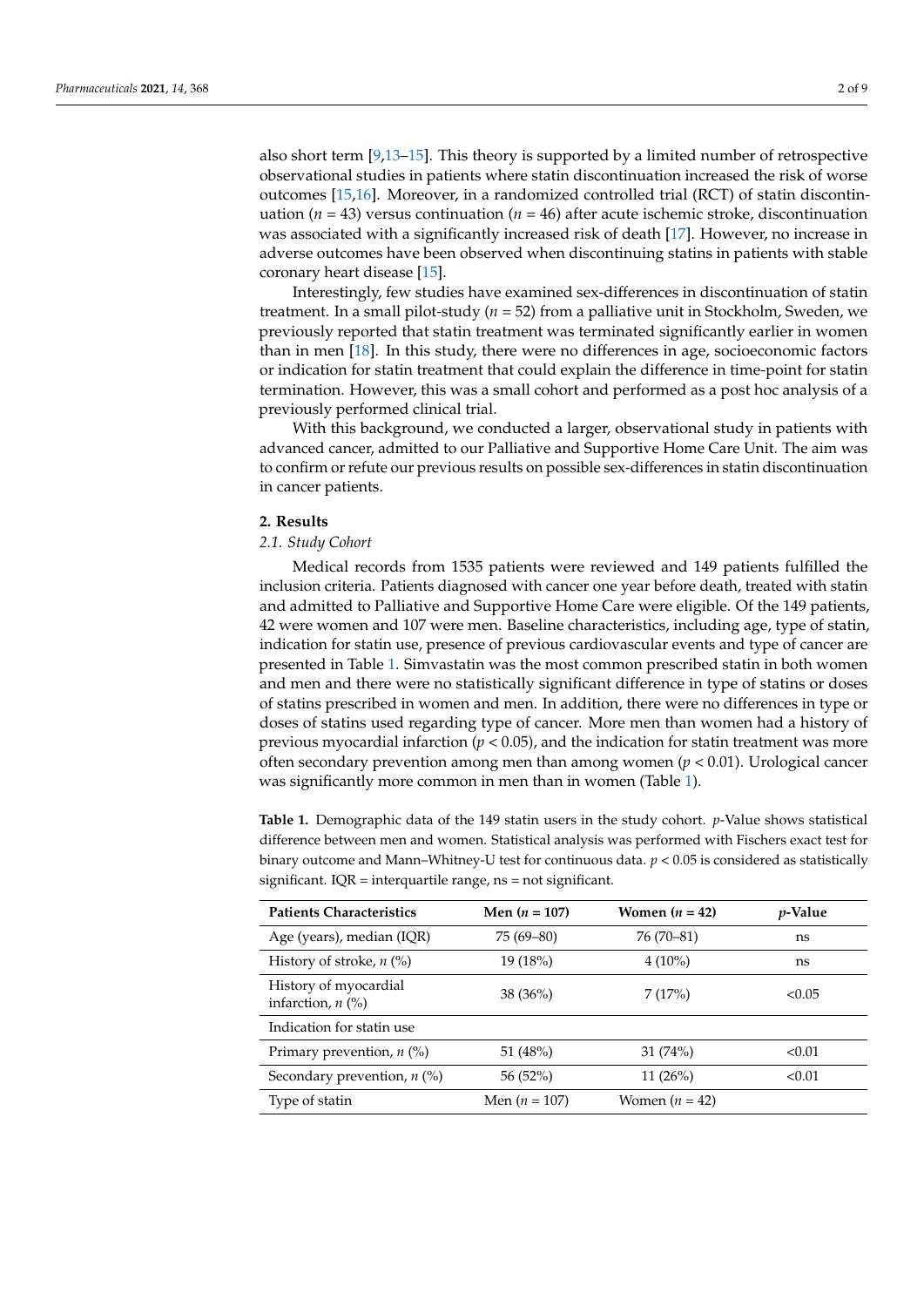also short term [9,13–15]. This theory is supported by a limited number of retrospective observational studies in patients where statin discontinuation increased the risk of worse outcomes [15,16]. Moreover, in a randomized controlled trial (RCT) of statin discontinuation ($n$ = 43) versus continuation ($n$ = 46) after acute ischemic stroke, discontinuation was associated with a significantly increased risk of death [17]. However, no increase in adverse outcomes have been observed when discontinuing statins in patients with stable coronary heart disease [15].

Interestingly, few studies have examined sex-differences in discontinuation of statin treatment. In a small pilot-study ($n$ = 52) from a palliative unit in Stockholm, Sweden, we previously reported that statin treatment was terminated significantly earlier in women than in men [18]. In this study, there were no differences in age, socioeconomic factors or indication for statin treatment that could explain the difference in time-point for statin termination. However, this was a small cohort and performed as a post hoc analysis of a previously performed clinical trial.

With this background, we conducted a larger, observational study in patients with advanced cancer, admitted to our Palliative and Supportive Home Care Unit. The aim was to confirm or refute our previous results on possible sex-differences in statin discontinuation in cancer patients.

## 2. Results

### 2.1. Study Cohort

Medical records from 1535 patients were reviewed and 149 patients fulfilled the inclusion criteria. Patients diagnosed with cancer one year before death, treated with statin and admitted to Palliative and Supportive Home Care were eligible. Of the 149 patients, 42 were women and 107 were men. Baseline characteristics, including age, type of statin, indication for statin use, presence of previous cardiovascular events and type of cancer are presented in Table 1. Simvastatin was the most common prescribed statin in both women and men and there were no statistically significant difference in type of statins or doses of statins prescribed in women and men. In addition, there were no differences in type or doses of statins used regarding type of cancer. More men than women had a history of previous myocardial infarction ($p < 0.05$), and the indication for statin treatment was more often secondary prevention among men than among women ($p < 0.01$). Urological cancer was significantly more common in men than in women (Table 1).

**Table 1.** Demographic data of the 149 statin users in the study cohort. $p$-Value shows statistical difference between men and women. Statistical analysis was performed with Fischers exact test for binary outcome and Mann–Whitney-U test for continuous data. $p < 0.05$ is considered as statistically significant. IQR = interquartile range, ns = not significant.

| Patients Characteristics | Men ($n$ = 107) | Women ($n$ = 42) | $p$-Value |
|---|---|---|---|
| Age (years), median (IQR) | 75 (69–80) | 76 (70–81) | ns |
| History of stroke, $n$ (%) | 19 (18%) | 4 (10%) | ns |
| History of myocardial infarction, $n$ (%) | 38 (36%) | 7 (17%) | <0.05 |
| Indication for statin use | | | |
| Primary prevention, $n$ (%) | 51 (48%) | 31 (74%) | <0.01 |
| Secondary prevention, $n$ (%) | 56 (52%) | 11 (26%) | <0.01 |
| Type of statin | Men ($n$ = 107) | Women ($n$ = 42) | |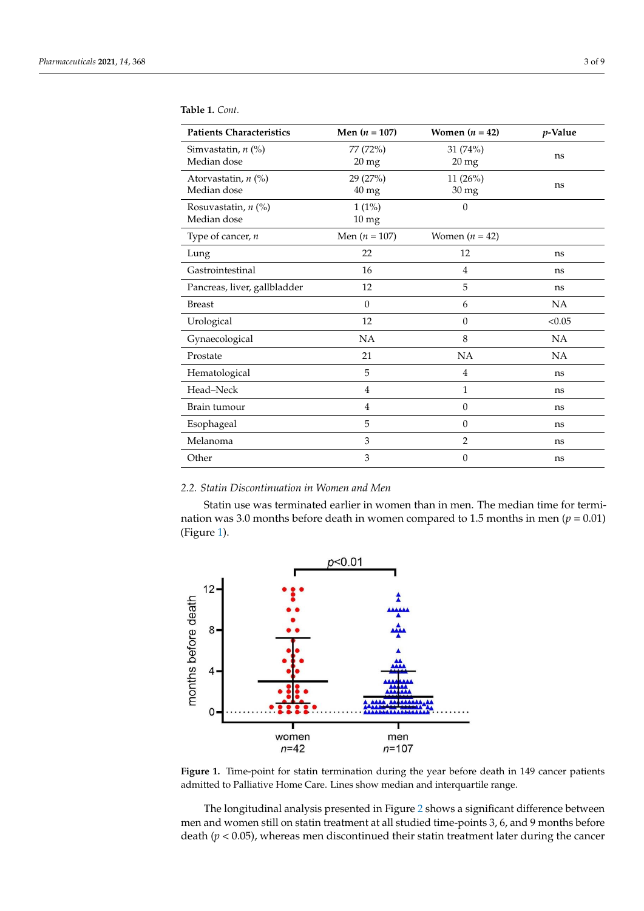**Table 1.** *Cont.*

| Patients Characteristics | Men ($n$ = 107) | Women ($n$ = 42) | $p$-Value |
|---|---|---|---|
| Simvastatin, $n$ (%)<br>Median dose | 77 (72%)<br>20 mg | 31 (74%)<br>20 mg | ns |
| Atorvastatin, $n$ (%)<br>Median dose | 29 (27%)<br>40 mg | 11 (26%)<br>30 mg | ns |
| Rosuvastatin, $n$ (%)<br>Median dose | 1 (1%)<br>10 mg | 0 | |
| Type of cancer, $n$ | Men ($n$ = 107) | Women ($n$ = 42) | |
| Lung | 22 | 12 | ns |
| Gastrointestinal | 16 | 4 | ns |
| Pancreas, liver, gallbladder | 12 | 5 | ns |
| Breast | 0 | 6 | NA |
| Urological | 12 | 0 | <0.05 |
| Gynaecological | NA | 8 | NA |
| Prostate | 21 | NA | NA |
| Hematological | 5 | 4 | ns |
| Head–Neck | 4 | 1 | ns |
| Brain tumour | 4 | 0 | ns |
| Esophageal | 5 | 0 | ns |
| Melanoma | 3 | 2 | ns |
| Other | 3 | 0 | ns |

### 2.2. Statin Discontinuation in Women and Men

Statin use was terminated earlier in women than in men. The median time for termination was 3.0 months before death in women compared to 1.5 months in men ($p$ = 0.01) (Figure 1).

**Figure 1.** Time-point for statin termination during the year before death in 149 cancer patients admitted to Palliative Home Care. Lines show median and interquartile range.

The longitudinal analysis presented in Figure 2 shows a significant difference between men and women still on statin treatment at all studied time-points 3, 6, and 9 months before death ($p < 0.05$), whereas men discontinued their statin treatment later during the cancer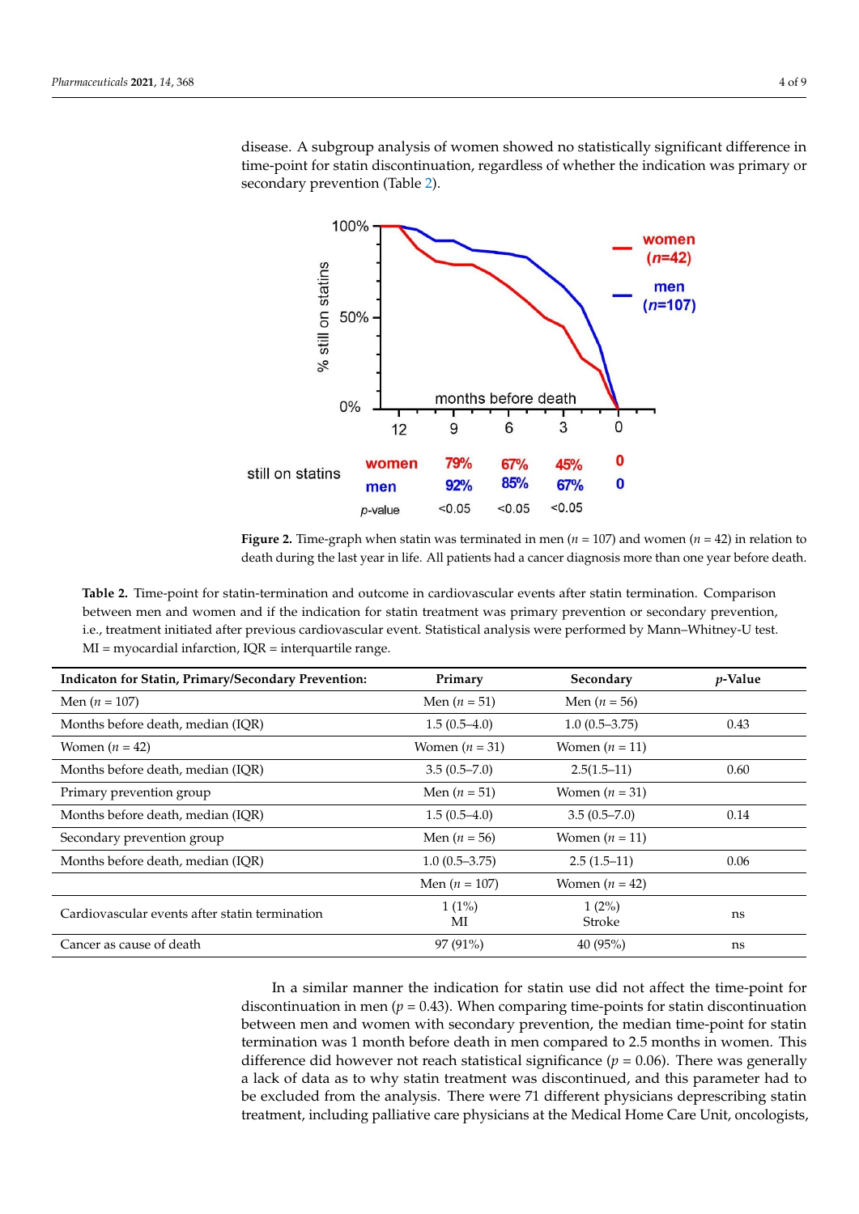disease. A subgroup analysis of women showed no statistically significant difference in time-point for statin discontinuation, regardless of whether the indication was primary or secondary prevention (Table 2).

**Figure 2.** Time-graph when statin was terminated in men ($n$ = 107) and women ($n$ = 42) in relation to death during the last year in life. All patients had a cancer diagnosis more than one year before death.

**Table 2.** Time-point for statin-termination and outcome in cardiovascular events after statin termination. Comparison between men and women and if the indication for statin treatment was primary prevention or secondary prevention, i.e., treatment initiated after previous cardiovascular event. Statistical analysis were performed by Mann–Whitney-U test. MI = myocardial infarction, IQR = interquartile range.

| Indicaton for Statin, Primary/Secondary Prevention: | Primary | Secondary | $p$-Value |
|---|---|---|---|
| Men ($n$ = 107) | Men ($n$ = 51) | Men ($n$ = 56) | |
| Months before death, median (IQR) | 1.5 (0.5–4.0) | 1.0 (0.5–3.75) | 0.43 |
| Women ($n$ = 42) | Women ($n$ = 31) | Women ($n$ = 11) | |
| Months before death, median (IQR) | 3.5 (0.5–7.0) | 2.5(1.5–11) | 0.60 |
| Primary prevention group | Men ($n$ = 51) | Women ($n$ = 31) | |
| Months before death, median (IQR) | 1.5 (0.5–4.0) | 3.5 (0.5–7.0) | 0.14 |
| Secondary prevention group | Men ($n$ = 56) | Women ($n$ = 11) | |
| Months before death, median (IQR) | 1.0 (0.5–3.75) | 2.5 (1.5–11) | 0.06 |
| | Men ($n$ = 107) | Women ($n$ = 42) | |
| Cardiovascular events after statin termination | 1 (1%) MI | 1 (2%) Stroke | ns |
| Cancer as cause of death | 97 (91%) | 40 (95%) | ns |

In a similar manner the indication for statin use did not affect the time-point for discontinuation in men ($p$ = 0.43). When comparing time-points for statin discontinuation between men and women with secondary prevention, the median time-point for statin termination was 1 month before death in men compared to 2.5 months in women. This difference did however not reach statistical significance ($p$ = 0.06). There was generally a lack of data as to why statin treatment was discontinued, and this parameter had to be excluded from the analysis. There were 71 different physicians deprescribing statin treatment, including palliative care physicians at the Medical Home Care Unit, oncologists,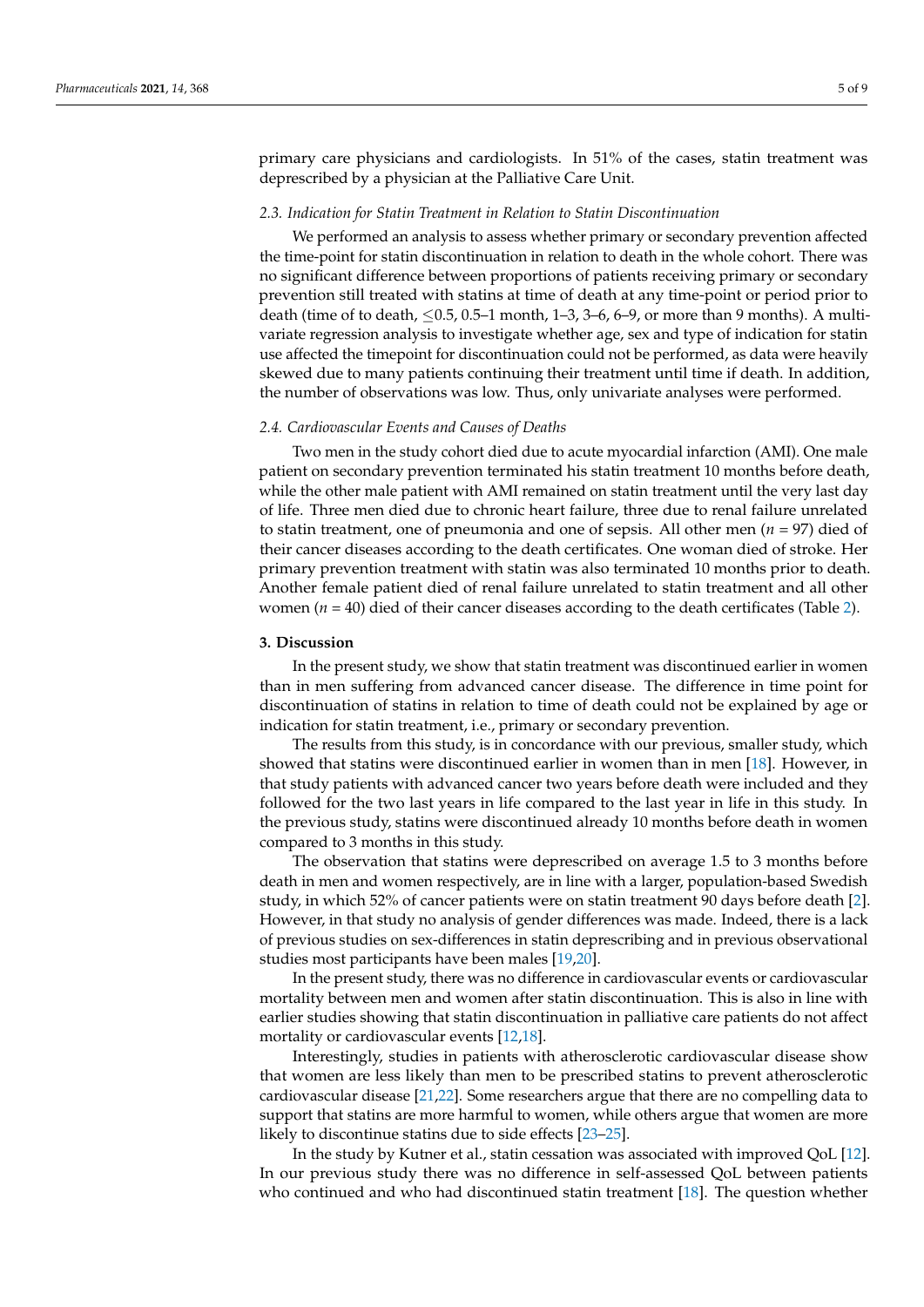primary care physicians and cardiologists. In 51% of the cases, statin treatment was deprescribed by a physician at the Palliative Care Unit.

### 2.3. Indication for Statin Treatment in Relation to Statin Discontinuation

We performed an analysis to assess whether primary or secondary prevention affected the time-point for statin discontinuation in relation to death in the whole cohort. There was no significant difference between proportions of patients receiving primary or secondary prevention still treated with statins at time of death at any time-point or period prior to death (time of to death, ≤0.5, 0.5–1 month, 1–3, 3–6, 6–9, or more than 9 months). A multivariate regression analysis to investigate whether age, sex and type of indication for statin use affected the timepoint for discontinuation could not be performed, as data were heavily skewed due to many patients continuing their treatment until time if death. In addition, the number of observations was low. Thus, only univariate analyses were performed.

### 2.4. Cardiovascular Events and Causes of Deaths

Two men in the study cohort died due to acute myocardial infarction (AMI). One male patient on secondary prevention terminated his statin treatment 10 months before death, while the other male patient with AMI remained on statin treatment until the very last day of life. Three men died due to chronic heart failure, three due to renal failure unrelated to statin treatment, one of pneumonia and one of sepsis. All other men (*n* = 97) died of their cancer diseases according to the death certificates. One woman died of stroke. Her primary prevention treatment with statin was also terminated 10 months prior to death. Another female patient died of renal failure unrelated to statin treatment and all other women (*n* = 40) died of their cancer diseases according to the death certificates (Table 2).

## 3. Discussion

In the present study, we show that statin treatment was discontinued earlier in women than in men suffering from advanced cancer disease. The difference in time point for discontinuation of statins in relation to time of death could not be explained by age or indication for statin treatment, i.e., primary or secondary prevention.

The results from this study, is in concordance with our previous, smaller study, which showed that statins were discontinued earlier in women than in men [18]. However, in that study patients with advanced cancer two years before death were included and they followed for the two last years in life compared to the last year in life in this study. In the previous study, statins were discontinued already 10 months before death in women compared to 3 months in this study.

The observation that statins were deprescribed on average 1.5 to 3 months before death in men and women respectively, are in line with a larger, population-based Swedish study, in which 52% of cancer patients were on statin treatment 90 days before death [2]. However, in that study no analysis of gender differences was made. Indeed, there is a lack of previous studies on sex-differences in statin deprescribing and in previous observational studies most participants have been males [19,20].

In the present study, there was no difference in cardiovascular events or cardiovascular mortality between men and women after statin discontinuation. This is also in line with earlier studies showing that statin discontinuation in palliative care patients do not affect mortality or cardiovascular events [12,18].

Interestingly, studies in patients with atherosclerotic cardiovascular disease show that women are less likely than men to be prescribed statins to prevent atherosclerotic cardiovascular disease [21,22]. Some researchers argue that there are no compelling data to support that statins are more harmful to women, while others argue that women are more likely to discontinue statins due to side effects [23–25].

In the study by Kutner et al., statin cessation was associated with improved QoL [12]. In our previous study there was no difference in self-assessed QoL between patients who continued and who had discontinued statin treatment [18]. The question whether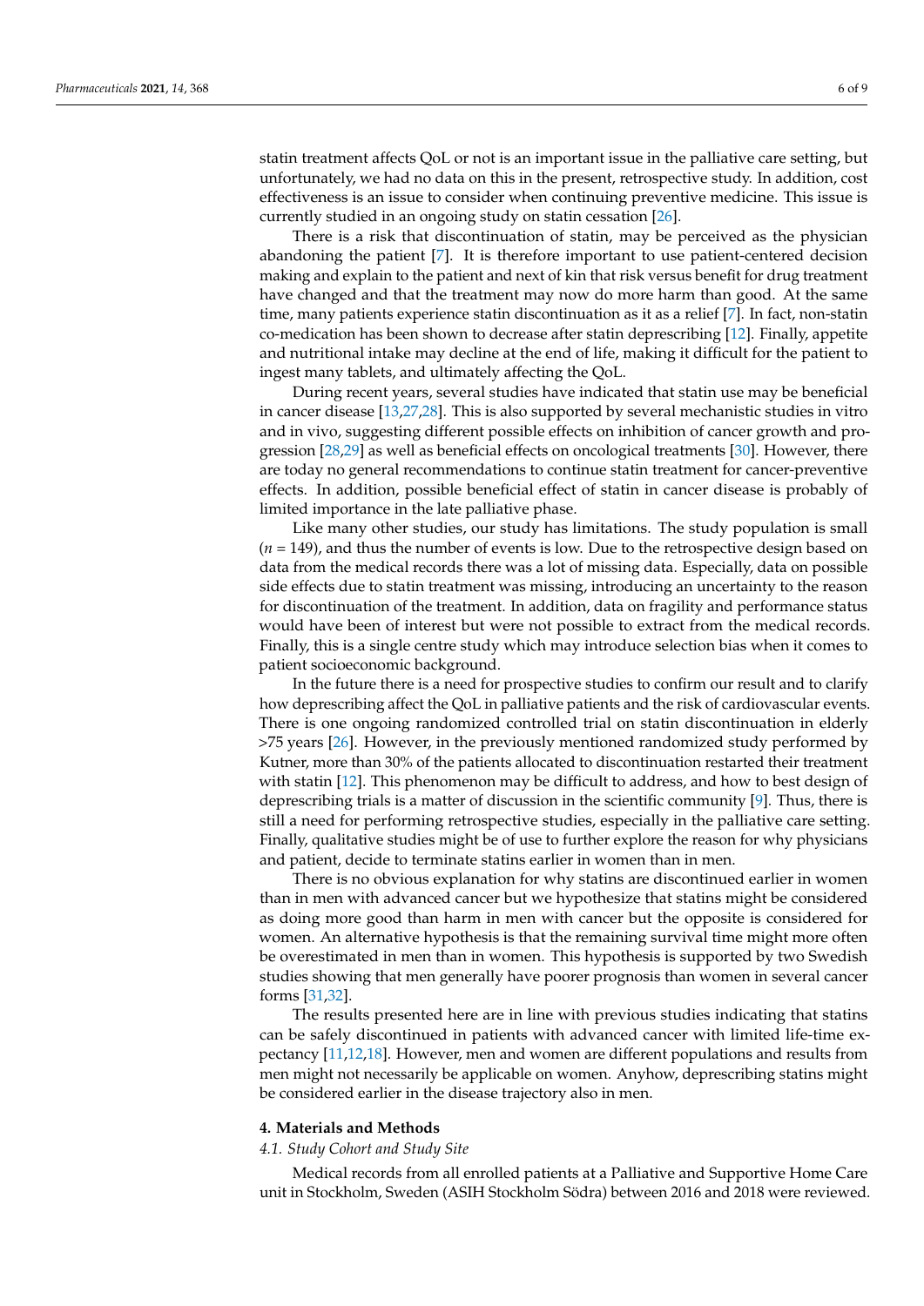statin treatment affects QoL or not is an important issue in the palliative care setting, but unfortunately, we had no data on this in the present, retrospective study. In addition, cost effectiveness is an issue to consider when continuing preventive medicine. This issue is currently studied in an ongoing study on statin cessation [26].

There is a risk that discontinuation of statin, may be perceived as the physician abandoning the patient [7]. It is therefore important to use patient-centered decision making and explain to the patient and next of kin that risk versus benefit for drug treatment have changed and that the treatment may now do more harm than good. At the same time, many patients experience statin discontinuation as it as a relief [7]. In fact, non-statin co-medication has been shown to decrease after statin deprescribing [12]. Finally, appetite and nutritional intake may decline at the end of life, making it difficult for the patient to ingest many tablets, and ultimately affecting the QoL.

During recent years, several studies have indicated that statin use may be beneficial in cancer disease [13,27,28]. This is also supported by several mechanistic studies in vitro and in vivo, suggesting different possible effects on inhibition of cancer growth and progression [28,29] as well as beneficial effects on oncological treatments [30]. However, there are today no general recommendations to continue statin treatment for cancer-preventive effects. In addition, possible beneficial effect of statin in cancer disease is probably of limited importance in the late palliative phase.

Like many other studies, our study has limitations. The study population is small ($n$ = 149), and thus the number of events is low. Due to the retrospective design based on data from the medical records there was a lot of missing data. Especially, data on possible side effects due to statin treatment was missing, introducing an uncertainty to the reason for discontinuation of the treatment. In addition, data on fragility and performance status would have been of interest but were not possible to extract from the medical records. Finally, this is a single centre study which may introduce selection bias when it comes to patient socioeconomic background.

In the future there is a need for prospective studies to confirm our result and to clarify how deprescribing affect the QoL in palliative patients and the risk of cardiovascular events. There is one ongoing randomized controlled trial on statin discontinuation in elderly >75 years [26]. However, in the previously mentioned randomized study performed by Kutner, more than 30% of the patients allocated to discontinuation restarted their treatment with statin [12]. This phenomenon may be difficult to address, and how to best design of deprescribing trials is a matter of discussion in the scientific community [9]. Thus, there is still a need for performing retrospective studies, especially in the palliative care setting. Finally, qualitative studies might be of use to further explore the reason for why physicians and patient, decide to terminate statins earlier in women than in men.

There is no obvious explanation for why statins are discontinued earlier in women than in men with advanced cancer but we hypothesize that statins might be considered as doing more good than harm in men with cancer but the opposite is considered for women. An alternative hypothesis is that the remaining survival time might more often be overestimated in men than in women. This hypothesis is supported by two Swedish studies showing that men generally have poorer prognosis than women in several cancer forms [31,32].

The results presented here are in line with previous studies indicating that statins can be safely discontinued in patients with advanced cancer with limited life-time expectancy [11,12,18]. However, men and women are different populations and results from men might not necessarily be applicable on women. Anyhow, deprescribing statins might be considered earlier in the disease trajectory also in men.

## 4. Materials and Methods

### 4.1. Study Cohort and Study Site

Medical records from all enrolled patients at a Palliative and Supportive Home Care unit in Stockholm, Sweden (ASIH Stockholm Södra) between 2016 and 2018 were reviewed.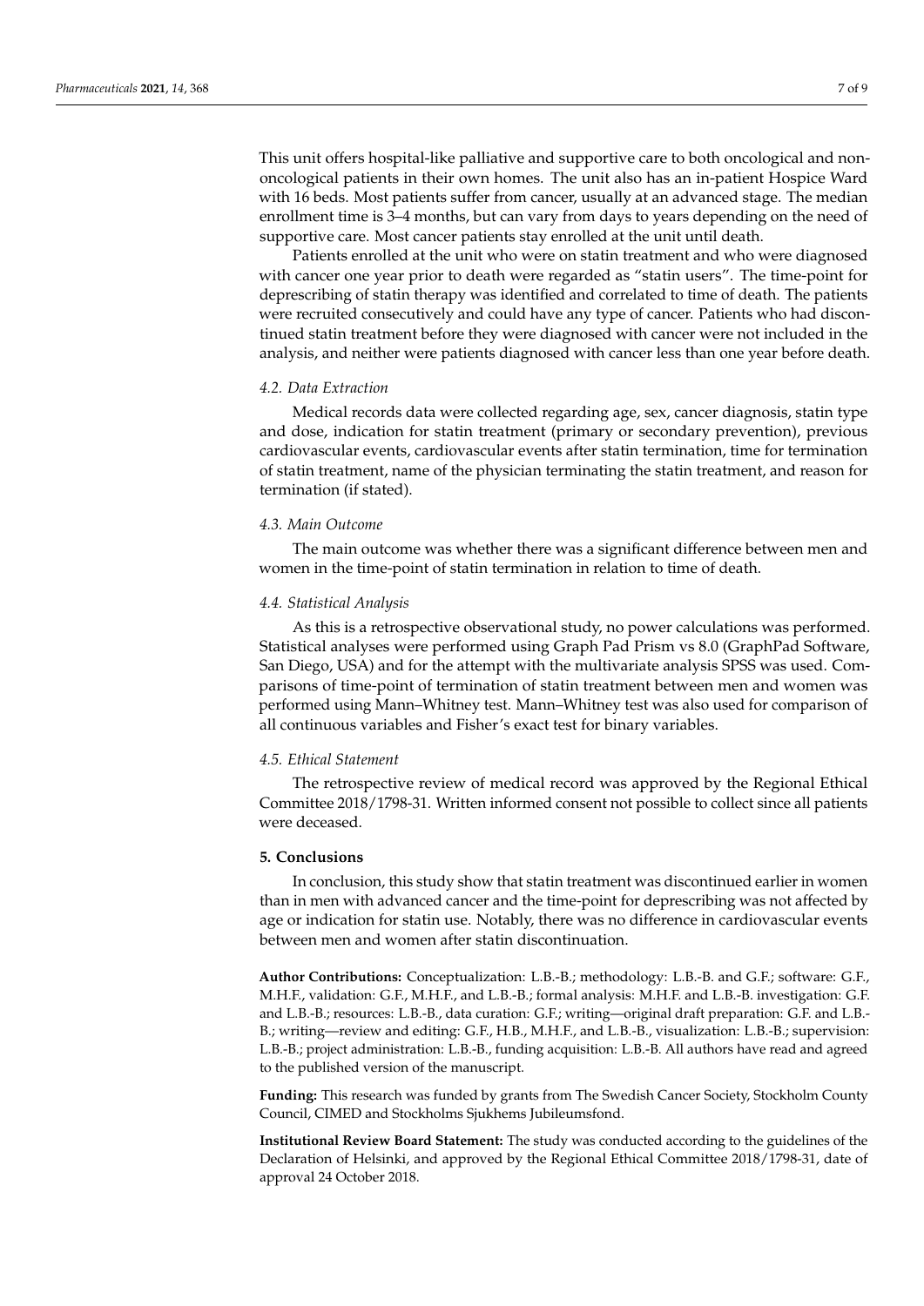This unit offers hospital-like palliative and supportive care to both oncological and non-oncological patients in their own homes. The unit also has an in-patient Hospice Ward with 16 beds. Most patients suffer from cancer, usually at an advanced stage. The median enrollment time is 3–4 months, but can vary from days to years depending on the need of supportive care. Most cancer patients stay enrolled at the unit until death.

Patients enrolled at the unit who were on statin treatment and who were diagnosed with cancer one year prior to death were regarded as "statin users". The time-point for deprescribing of statin therapy was identified and correlated to time of death. The patients were recruited consecutively and could have any type of cancer. Patients who had discontinued statin treatment before they were diagnosed with cancer were not included in the analysis, and neither were patients diagnosed with cancer less than one year before death.

### *4.2. Data Extraction*

Medical records data were collected regarding age, sex, cancer diagnosis, statin type and dose, indication for statin treatment (primary or secondary prevention), previous cardiovascular events, cardiovascular events after statin termination, time for termination of statin treatment, name of the physician terminating the statin treatment, and reason for termination (if stated).

### *4.3. Main Outcome*

The main outcome was whether there was a significant difference between men and women in the time-point of statin termination in relation to time of death.

### *4.4. Statistical Analysis*

As this is a retrospective observational study, no power calculations was performed. Statistical analyses were performed using Graph Pad Prism vs 8.0 (GraphPad Software, San Diego, USA) and for the attempt with the multivariate analysis SPSS was used. Comparisons of time-point of termination of statin treatment between men and women was performed using Mann–Whitney test. Mann–Whitney test was also used for comparison of all continuous variables and Fisher's exact test for binary variables.

### *4.5. Ethical Statement*

The retrospective review of medical record was approved by the Regional Ethical Committee 2018/1798-31. Written informed consent not possible to collect since all patients were deceased.

## **5. Conclusions**

In conclusion, this study show that statin treatment was discontinued earlier in women than in men with advanced cancer and the time-point for deprescribing was not affected by age or indication for statin use. Notably, there was no difference in cardiovascular events between men and women after statin discontinuation.

**Author Contributions:** Conceptualization: L.B.-B.; methodology: L.B.-B. and G.F.; software: G.F., M.H.F., validation: G.F., M.H.F., and L.B.-B.; formal analysis: M.H.F. and L.B.-B. investigation: G.F. and L.B.-B.; resources: L.B.-B., data curation: G.F.; writing—original draft preparation: G.F. and L.B.-B.; writing—review and editing: G.F., H.B., M.H.F., and L.B.-B., visualization: L.B.-B.; supervision: L.B.-B.; project administration: L.B.-B., funding acquisition: L.B.-B. All authors have read and agreed to the published version of the manuscript.

**Funding:** This research was funded by grants from The Swedish Cancer Society, Stockholm County Council, CIMED and Stockholms Sjukhems Jubileumsfond.

**Institutional Review Board Statement:** The study was conducted according to the guidelines of the Declaration of Helsinki, and approved by the Regional Ethical Committee 2018/1798-31, date of approval 24 October 2018.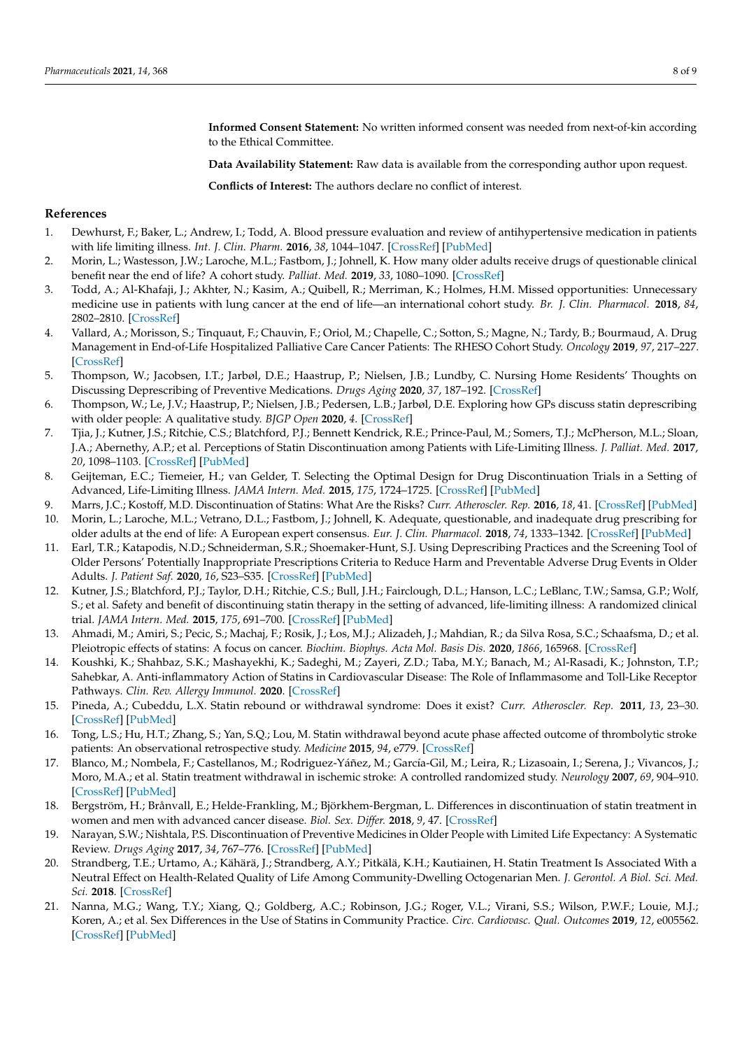**Informed Consent Statement:** No written informed consent was needed from next-of-kin according to the Ethical Committee.

**Data Availability Statement:** Raw data is available from the corresponding author upon request.

**Conflicts of Interest:** The authors declare no conflict of interest.

## References

1. Dewhurst, F.; Baker, L.; Andrew, I.; Todd, A. Blood pressure evaluation and review of antihypertensive medication in patients with life limiting illness. *Int. J. Clin. Pharm.* **2016**, *38*, 1044–1047. [CrossRef] [PubMed]
2. Morin, L.; Wastesson, J.W.; Laroche, M.L.; Fastbom, J.; Johnell, K. How many older adults receive drugs of questionable clinical benefit near the end of life? A cohort study. *Palliat. Med.* **2019**, *33*, 1080–1090. [CrossRef]
3. Todd, A.; Al-Khafaji, J.; Akhter, N.; Kasim, A.; Quibell, R.; Merriman, K.; Holmes, H.M. Missed opportunities: Unnecessary medicine use in patients with lung cancer at the end of life—an international cohort study. *Br. J. Clin. Pharmacol.* **2018**, *84*, 2802–2810. [CrossRef]
4. Vallard, A.; Morisson, S.; Tinquaut, F.; Chauvin, F.; Oriol, M.; Chapelle, C.; Sotton, S.; Magne, N.; Tardy, B.; Bourmaud, A. Drug Management in End-of-Life Hospitalized Palliative Care Cancer Patients: The RHESO Cohort Study. *Oncology* **2019**, *97*, 217–227. [CrossRef]
5. Thompson, W.; Jacobsen, I.T.; Jarbøl, D.E.; Haastrup, P.; Nielsen, J.B.; Lundby, C. Nursing Home Residents' Thoughts on Discussing Deprescribing of Preventive Medications. *Drugs Aging* **2020**, *37*, 187–192. [CrossRef]
6. Thompson, W.; Le, J.V.; Haastrup, P.; Nielsen, J.B.; Pedersen, L.B.; Jarbøl, D.E. Exploring how GPs discuss statin deprescribing with older people: A qualitative study. *BJGP Open* **2020**, *4*. [CrossRef]
7. Tjia, J.; Kutner, J.S.; Ritchie, C.S.; Blatchford, P.J.; Bennett Kendrick, R.E.; Prince-Paul, M.; Somers, T.J.; McPherson, M.L.; Sloan, J.A.; Abernethy, A.P.; et al. Perceptions of Statin Discontinuation among Patients with Life-Limiting Illness. *J. Palliat. Med.* **2017**, *20*, 1098–1103. [CrossRef] [PubMed]
8. Geijteman, E.C.; Tiemeier, H.; van Gelder, T. Selecting the Optimal Design for Drug Discontinuation Trials in a Setting of Advanced, Life-Limiting Illness. *JAMA Intern. Med.* **2015**, *175*, 1724–1725. [CrossRef] [PubMed]
9. Marrs, J.C.; Kostoff, M.D. Discontinuation of Statins: What Are the Risks? *Curr. Atheroscler. Rep.* **2016**, *18*, 41. [CrossRef] [PubMed]
10. Morin, L.; Laroche, M.L.; Vetrano, D.L.; Fastbom, J.; Johnell, K. Adequate, questionable, and inadequate drug prescribing for older adults at the end of life: A European expert consensus. *Eur. J. Clin. Pharmacol.* **2018**, *74*, 1333–1342. [CrossRef] [PubMed]
11. Earl, T.R.; Katapodis, N.D.; Schneiderman, S.R.; Shoemaker-Hunt, S.J. Using Deprescribing Practices and the Screening Tool of Older Persons' Potentially Inappropriate Prescriptions Criteria to Reduce Harm and Preventable Adverse Drug Events in Older Adults. *J. Patient Saf.* **2020**, *16*, S23–S35. [CrossRef] [PubMed]
12. Kutner, J.S.; Blatchford, P.J.; Taylor, D.H.; Ritchie, C.S.; Bull, J.H.; Fairclough, D.L.; Hanson, L.C.; LeBlanc, T.W.; Samsa, G.P.; Wolf, S.; et al. Safety and benefit of discontinuing statin therapy in the setting of advanced, life-limiting illness: A randomized clinical trial. *JAMA Intern. Med.* **2015**, *175*, 691–700. [CrossRef] [PubMed]
13. Ahmadi, M.; Amiri, S.; Pecic, S.; Machaj, F.; Rosik, J.; Łos, M.J.; Alizadeh, J.; Mahdian, R.; da Silva Rosa, S.C.; Schaafsma, D.; et al. Pleiotropic effects of statins: A focus on cancer. *Biochim. Biophys. Acta Mol. Basis Dis.* **2020**, *1866*, 165968. [CrossRef]
14. Koushki, K.; Shahbaz, S.K.; Mashayekhi, K.; Sadeghi, M.; Zayeri, Z.D.; Taba, M.Y.; Banach, M.; Al-Rasadi, K.; Johnston, T.P.; Sahebkar, A. Anti-inflammatory Action of Statins in Cardiovascular Disease: The Role of Inflammasome and Toll-Like Receptor Pathways. *Clin. Rev. Allergy Immunol.* **2020**. [CrossRef]
15. Pineda, A.; Cubeddu, L.X. Statin rebound or withdrawal syndrome: Does it exist? *Curr. Atheroscler. Rep.* **2011**, *13*, 23–30. [CrossRef] [PubMed]
16. Tong, L.S.; Hu, H.T.; Zhang, S.; Yan, S.Q.; Lou, M. Statin withdrawal beyond acute phase affected outcome of thrombolytic stroke patients: An observational retrospective study. *Medicine* **2015**, *94*, e779. [CrossRef]
17. Blanco, M.; Nombela, F.; Castellanos, M.; Rodriguez-Yáñez, M.; García-Gil, M.; Leira, R.; Lizasoain, I.; Serena, J.; Vivancos, J.; Moro, M.A.; et al. Statin treatment withdrawal in ischemic stroke: A controlled randomized study. *Neurology* **2007**, *69*, 904–910. [CrossRef] [PubMed]
18. Bergström, H.; Brånvall, E.; Helde-Frankling, M.; Björkhem-Bergman, L. Differences in discontinuation of statin treatment in women and men with advanced cancer disease. *Biol. Sex. Differ.* **2018**, *9*, 47. [CrossRef]
19. Narayan, S.W.; Nishtala, P.S. Discontinuation of Preventive Medicines in Older People with Limited Life Expectancy: A Systematic Review. *Drugs Aging* **2017**, *34*, 767–776. [CrossRef] [PubMed]
20. Strandberg, T.E.; Urtamo, A.; Kähärä, J.; Strandberg, A.Y.; Pitkälä, K.H.; Kautiainen, H. Statin Treatment Is Associated With a Neutral Effect on Health-Related Quality of Life Among Community-Dwelling Octogenarian Men. *J. Gerontol. A Biol. Sci. Med. Sci.* **2018**. [CrossRef]
21. Nanna, M.G.; Wang, T.Y.; Xiang, Q.; Goldberg, A.C.; Robinson, J.G.; Roger, V.L.; Virani, S.S.; Wilson, P.W.F.; Louie, M.J.; Koren, A.; et al. Sex Differences in the Use of Statins in Community Practice. *Circ. Cardiovasc. Qual. Outcomes* **2019**, *12*, e005562. [CrossRef] [PubMed]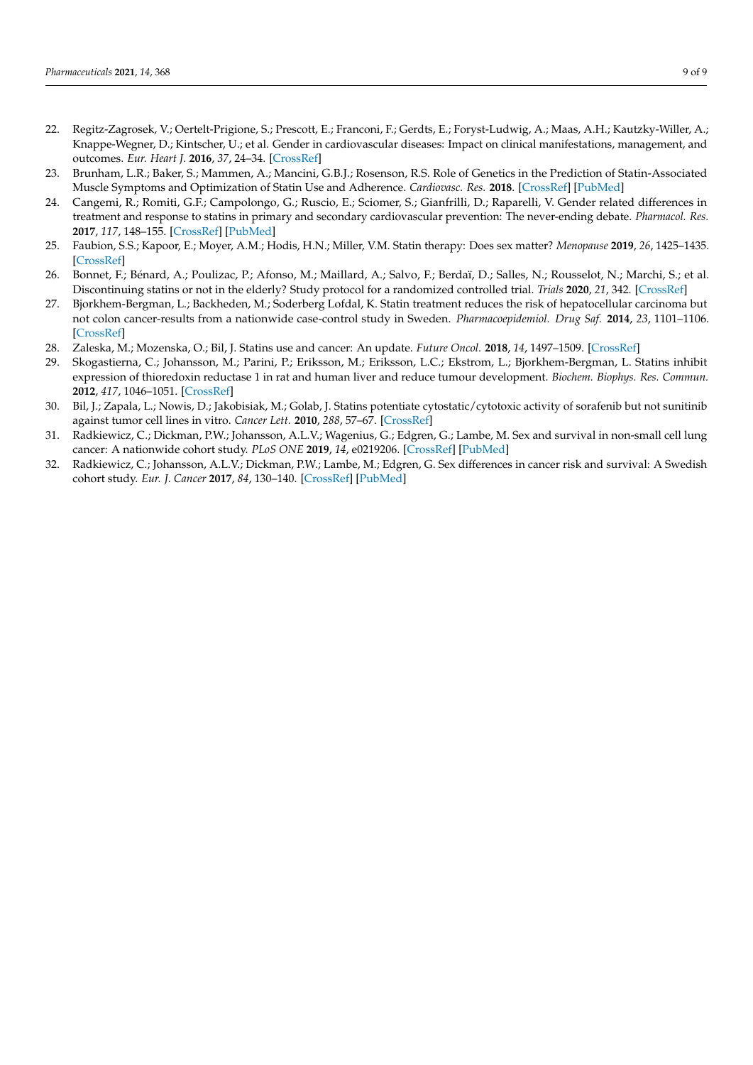22. Regitz-Zagrosek, V.; Oertelt-Prigione, S.; Prescott, E.; Franconi, F.; Gerdts, E.; Foryst-Ludwig, A.; Maas, A.H.; Kautzky-Willer, A.; Knappe-Wegner, D.; Kintscher, U.; et al. Gender in cardiovascular diseases: Impact on clinical manifestations, management, and outcomes. *Eur. Heart J.* **2016**, *37*, 24–34. [CrossRef]
23. Brunham, L.R.; Baker, S.; Mammen, A.; Mancini, G.B.J.; Rosenson, R.S. Role of Genetics in the Prediction of Statin-Associated Muscle Symptoms and Optimization of Statin Use and Adherence. *Cardiovasc. Res.* **2018**. [CrossRef] [PubMed]
24. Cangemi, R.; Romiti, G.F.; Campolongo, G.; Ruscio, E.; Sciomer, S.; Gianfrilli, D.; Raparelli, V. Gender related differences in treatment and response to statins in primary and secondary cardiovascular prevention: The never-ending debate. *Pharmacol. Res.* **2017**, *117*, 148–155. [CrossRef] [PubMed]
25. Faubion, S.S.; Kapoor, E.; Moyer, A.M.; Hodis, H.N.; Miller, V.M. Statin therapy: Does sex matter? *Menopause* **2019**, *26*, 1425–1435. [CrossRef]
26. Bonnet, F.; Bénard, A.; Poulizac, P.; Afonso, M.; Maillard, A.; Salvo, F.; Berdaï, D.; Salles, N.; Rousselot, N.; Marchi, S.; et al. Discontinuing statins or not in the elderly? Study protocol for a randomized controlled trial. *Trials* **2020**, *21*, 342. [CrossRef]
27. Bjorkhem-Bergman, L.; Backheden, M.; Soderberg Lofdal, K. Statin treatment reduces the risk of hepatocellular carcinoma but not colon cancer-results from a nationwide case-control study in Sweden. *Pharmacoepidemiol. Drug Saf.* **2014**, *23*, 1101–1106. [CrossRef]
28. Zaleska, M.; Mozenska, O.; Bil, J. Statins use and cancer: An update. *Future Oncol.* **2018**, *14*, 1497–1509. [CrossRef]
29. Skogastierna, C.; Johansson, M.; Parini, P.; Eriksson, M.; Eriksson, L.C.; Ekstrom, L.; Bjorkhem-Bergman, L. Statins inhibit expression of thioredoxin reductase 1 in rat and human liver and reduce tumour development. *Biochem. Biophys. Res. Commun.* **2012**, *417*, 1046–1051. [CrossRef]
30. Bil, J.; Zapala, L.; Nowis, D.; Jakobisiak, M.; Golab, J. Statins potentiate cytostatic/cytotoxic activity of sorafenib but not sunitinib against tumor cell lines in vitro. *Cancer Lett.* **2010**, *288*, 57–67. [CrossRef]
31. Radkiewicz, C.; Dickman, P.W.; Johansson, A.L.V.; Wagenius, G.; Edgren, G.; Lambe, M. Sex and survival in non-small cell lung cancer: A nationwide cohort study. *PLoS ONE* **2019**, *14*, e0219206. [CrossRef] [PubMed]
32. Radkiewicz, C.; Johansson, A.L.V.; Dickman, P.W.; Lambe, M.; Edgren, G. Sex differences in cancer risk and survival: A Swedish cohort study. *Eur. J. Cancer* **2017**, *84*, 130–140. [CrossRef] [PubMed]